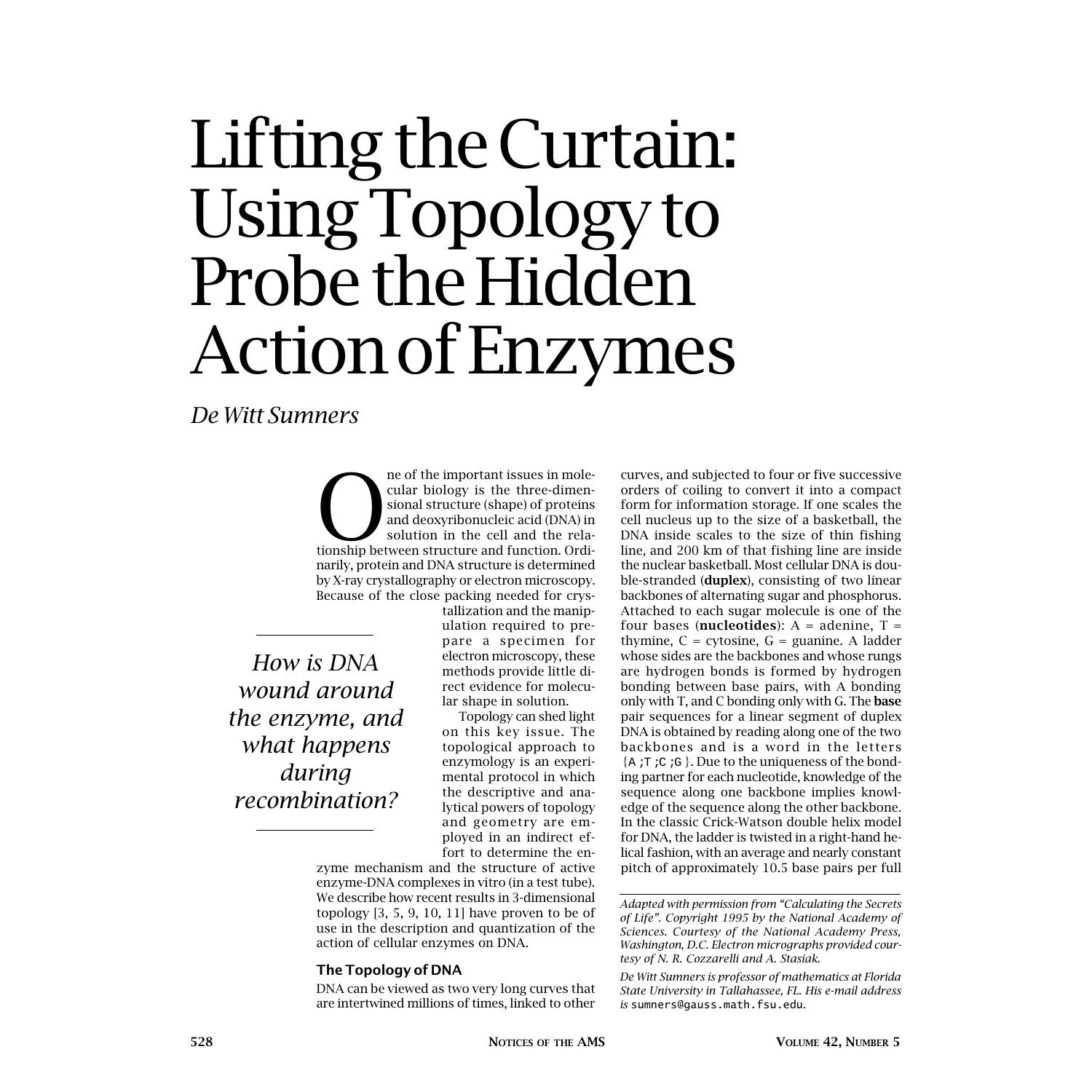// Lifting the Curtain: Using Topology to Probe the Hidden Action of Enzymes

*De Witt Sumners*

One of the important issues in molecular biology is the three-dimensional structure (shape) of proteins and deoxyribonucleic acid (DNA) in solution in the cell and the relationship between structure and function. Ordinarily, protein and DNA structure is determined by X-ray crystallography or electron microscopy. Because of the close packing needed for crystallization and the manipulation required to prepare a specimen for electron microscopy, these methods provide little direct evidence for molecular shape in solution.

*How is DNA wound around the enzyme, and what happens during recombination?*

Topology can shed light on this key issue. The topological approach to enzymology is an experimental protocol in which the descriptive and analytical powers of topology and geometry are employed in an indirect effort to determine the enzyme mechanism and the structure of active enzyme-DNA complexes in vitro (in a test tube). We describe how recent results in 3-dimensional topology [3, 5, 9, 10, 11] have proven to be of use in the description and quantization of the action of cellular enzymes on DNA.

## The Topology of DNA

DNA can be viewed as two very long curves that are intertwined millions of times, linked to other curves, and subjected to four or five successive orders of coiling to convert it into a compact form for information storage. If one scales the cell nucleus up to the size of a basketball, the DNA inside scales to the size of thin fishing line, and 200 km of that fishing line are inside the nuclear basketball. Most cellular DNA is double-stranded (**duplex**), consisting of two linear backbones of alternating sugar and phosphorus. Attached to each sugar molecule is one of the four bases (**nucleotides**): A = adenine, T = thymine, C = cytosine, G = guanine. A ladder whose sides are the backbones and whose rungs are hydrogen bonds is formed by hydrogen bonding between base pairs, with A bonding only with T, and C bonding only with G. The **base** pair sequences for a linear segment of duplex DNA is obtained by reading along one of the two backbones and is a word in the letters {A ;T ;C ;G }. Due to the uniqueness of the bonding partner for each nucleotide, knowledge of the sequence along one backbone implies knowledge of the sequence along the other backbone. In the classic Crick-Watson double helix model for DNA, the ladder is twisted in a right-hand helical fashion, with an average and nearly constant pitch of approximately 10.5 base pairs per full

---

*Adapted with permission from "Calculating the Secrets of Life". Copyright 1995 by the National Academy of Sciences. Courtesy of the National Academy Press, Washington, D.C. Electron micrographs provided courtesy of N. R. Cozzarelli and A. Stasiak.*

*De Witt Sumners is professor of mathematics at Florida State University in Tallahassee, FL. His e-mail address is* sumners@gauss.math.fsu.edu.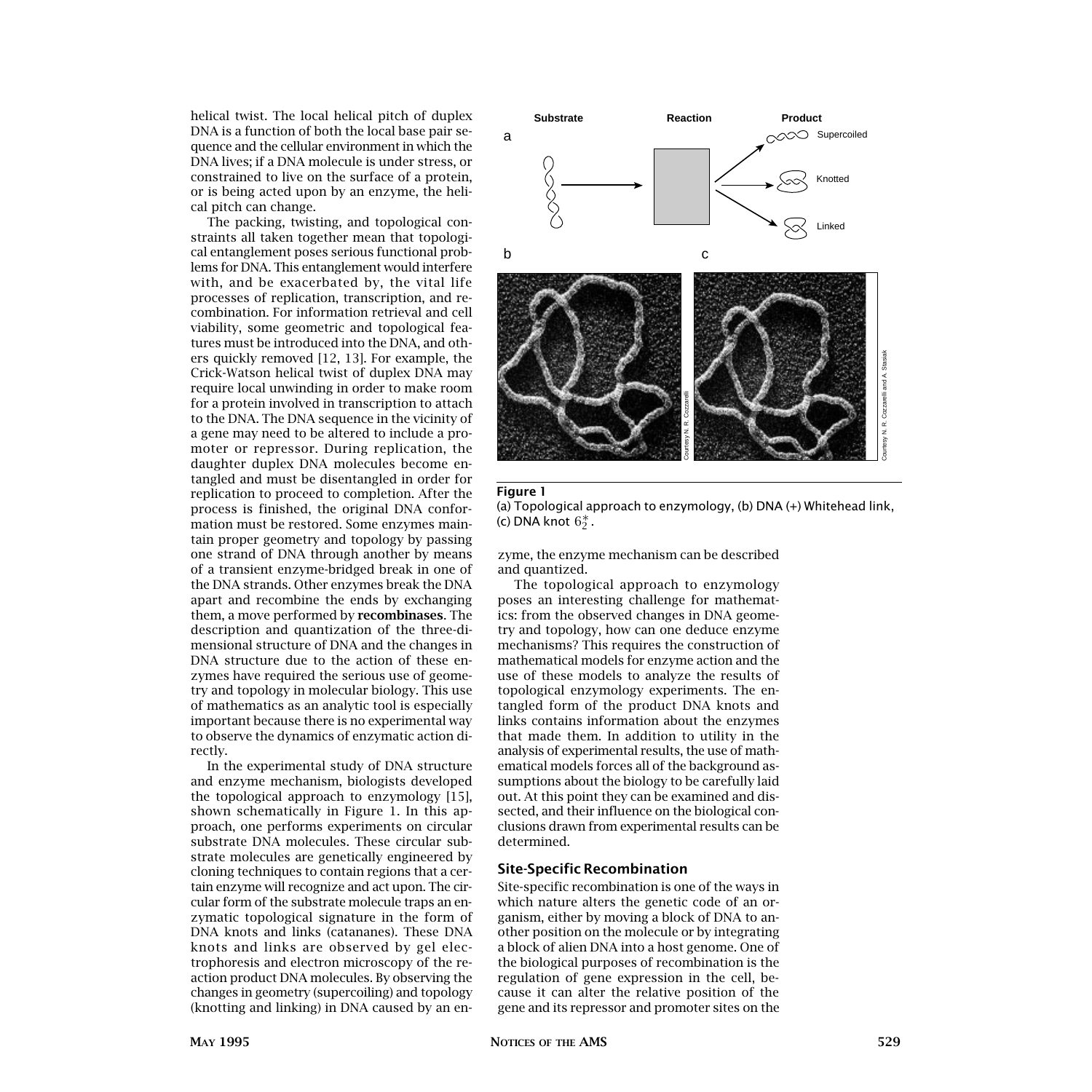helical twist. The local helical pitch of duplex DNA is a function of both the local base pair sequence and the cellular environment in which the DNA lives; if a DNA molecule is under stress, or constrained to live on the surface of a protein, or is being acted upon by an enzyme, the helical pitch can change.

The packing, twisting, and topological constraints all taken together mean that topological entanglement poses serious functional problems for DNA. This entanglement would interfere with, and be exacerbated by, the vital life processes of replication, transcription, and recombination. For information retrieval and cell viability, some geometric and topological features must be introduced into the DNA, and others quickly removed [12, 13]. For example, the Crick-Watson helical twist of duplex DNA may require local unwinding in order to make room for a protein involved in transcription to attach to the DNA. The DNA sequence in the vicinity of a gene may need to be altered to include a promoter or repressor. During replication, the daughter duplex DNA molecules become entangled and must be disentangled in order for replication to proceed to completion. After the process is finished, the original DNA conformation must be restored. Some enzymes maintain proper geometry and topology by passing one strand of DNA through another by means of a transient enzyme-bridged break in one of the DNA strands. Other enzymes break the DNA apart and recombine the ends by exchanging them, a move performed by **recombinases**. The description and quantization of the three-dimensional structure of DNA and the changes in DNA structure due to the action of these enzymes have required the serious use of geometry and topology in molecular biology. This use of mathematics as an analytic tool is especially important because there is no experimental way to observe the dynamics of enzymatic action directly.

In the experimental study of DNA structure and enzyme mechanism, biologists developed the topological approach to enzymology [15], shown schematically in Figure 1. In this approach, one performs experiments on circular substrate DNA molecules. These circular substrate molecules are genetically engineered by cloning techniques to contain regions that a certain enzyme will recognize and act upon. The circular form of the substrate molecule traps an enzymatic topological signature in the form of DNA knots and links (catananes). These DNA knots and links are observed by gel electrophoresis and electron microscopy of the reaction product DNA molecules. By observing the changes in geometry (supercoiling) and topology (knotting and linking) in DNA caused by an enzyme, the enzyme mechanism can be described and quantized.

Substrate

Reaction

Product

a

Supercoiled

Knotted

Linked

b

c

Courtesy N. R. Cozzarelli

Courtesy N. R. Cozzarelli and A. Stasiak

**Figure 1**

(a) Topological approach to enzymology, (b) DNA (+) Whitehead link, (c) DNA knot $6_2^*$.

The topological approach to enzymology poses an interesting challenge for mathematics: from the observed changes in DNA geometry and topology, how can one deduce enzyme mechanisms? This requires the construction of mathematical models for enzyme action and the use of these models to analyze the results of topological enzymology experiments. The entangled form of the product DNA knots and links contains information about the enzymes that made them. In addition to utility in the analysis of experimental results, the use of mathematical models forces all of the background assumptions about the biology to be carefully laid out. At this point they can be examined and dissected, and their influence on the biological conclusions drawn from experimental results can be determined.

## Site-Specific Recombination

Site-specific recombination is one of the ways in which nature alters the genetic code of an organism, either by moving a block of DNA to another position on the molecule or by integrating a block of alien DNA into a host genome. One of the biological purposes of recombination is the regulation of gene expression in the cell, because it can alter the relative position of the gene and its repressor and promoter sites on the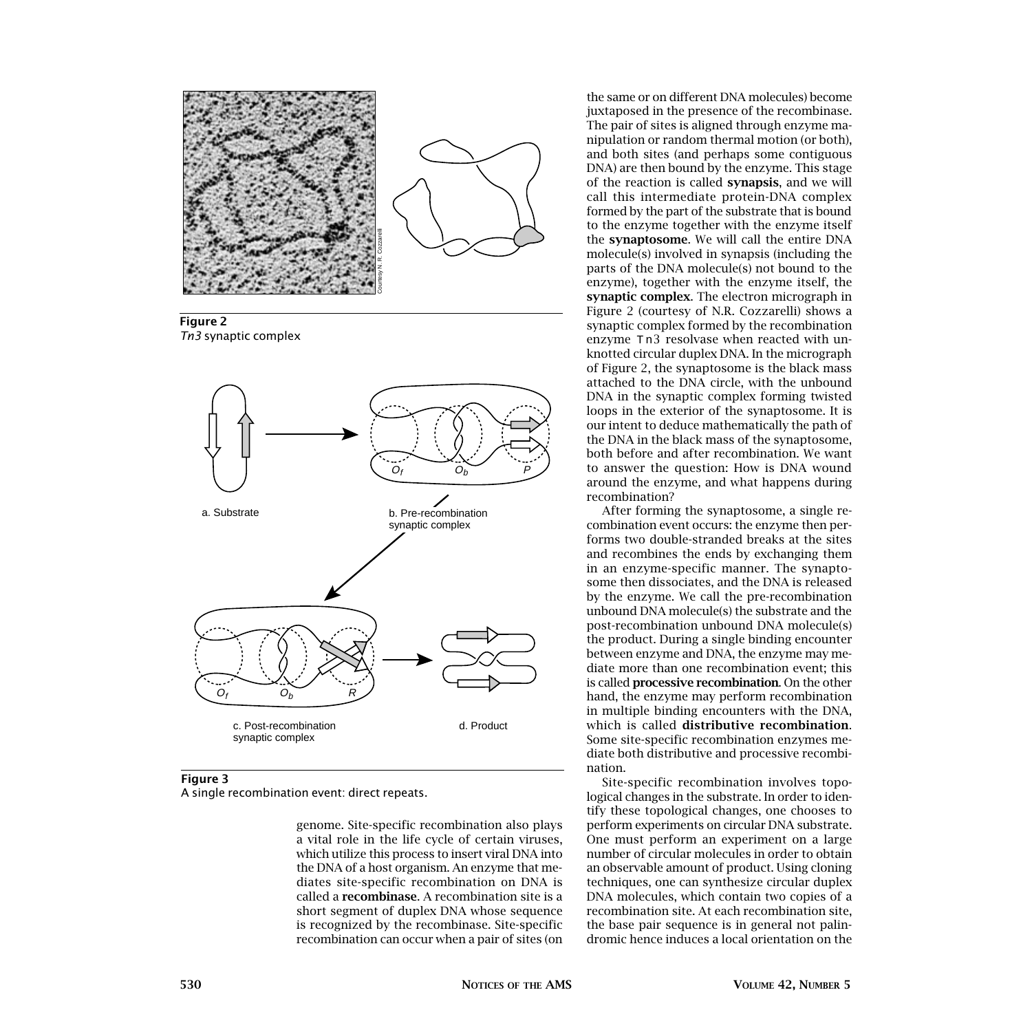**Figure 2**
*Tn3* synaptic complex

a. Substrate

b. Pre-recombination synaptic complex

c. Post-recombination synaptic complex

d. Product

$O_f$ $O_b$ $P$

$O_f$ $O_b$ $R$

**Figure 3**
A single recombination event: direct repeats.

genome. Site-specific recombination also plays a vital role in the life cycle of certain viruses, which utilize this process to insert viral DNA into the DNA of a host organism. An enzyme that mediates site-specific recombination on DNA is called a **recombinase**. A recombination site is a short segment of duplex DNA whose sequence is recognized by the recombinase. Site-specific recombination can occur when a pair of sites (on the same or on different DNA molecules) become juxtaposed in the presence of the recombinase. The pair of sites is aligned through enzyme manipulation or random thermal motion (or both), and both sites (and perhaps some contiguous DNA) are then bound by the enzyme. This stage of the reaction is called **synapsis**, and we will call this intermediate protein-DNA complex formed by the part of the substrate that is bound to the enzyme together with the enzyme itself the **synaptosome**. We will call the entire DNA molecule(s) involved in synapsis (including the parts of the DNA molecule(s) not bound to the enzyme), together with the enzyme itself, the **synaptic complex**. The electron micrograph in Figure 2 (courtesy of N.R. Cozzarelli) shows a synaptic complex formed by the recombination enzyme Tn3 resolvase when reacted with unknotted circular duplex DNA. In the micrograph of Figure 2, the synaptosome is the black mass attached to the DNA circle, with the unbound DNA in the synaptic complex forming twisted loops in the exterior of the synaptosome. It is our intent to deduce mathematically the path of the DNA in the black mass of the synaptosome, both before and after recombination. We want to answer the question: How is DNA wound around the enzyme, and what happens during recombination?

After forming the synaptosome, a single recombination event occurs: the enzyme then performs two double-stranded breaks at the sites and recombines the ends by exchanging them in an enzyme-specific manner. The synaptosome then dissociates, and the DNA is released by the enzyme. We call the pre-recombination unbound DNA molecule(s) the substrate and the post-recombination unbound DNA molecule(s) the product. During a single binding encounter between enzyme and DNA, the enzyme may mediate more than one recombination event; this is called **processive recombination**. On the other hand, the enzyme may perform recombination in multiple binding encounters with the DNA, which is called **distributive recombination**. Some site-specific recombination enzymes mediate both distributive and processive recombination.

Site-specific recombination involves topological changes in the substrate. In order to identify these topological changes, one chooses to perform experiments on circular DNA substrate. One must perform an experiment on a large number of circular molecules in order to obtain an observable amount of product. Using cloning techniques, one can synthesize circular duplex DNA molecules, which contain two copies of a recombination site. At each recombination site, the base pair sequence is in general not palindromic hence induces a local orientation on the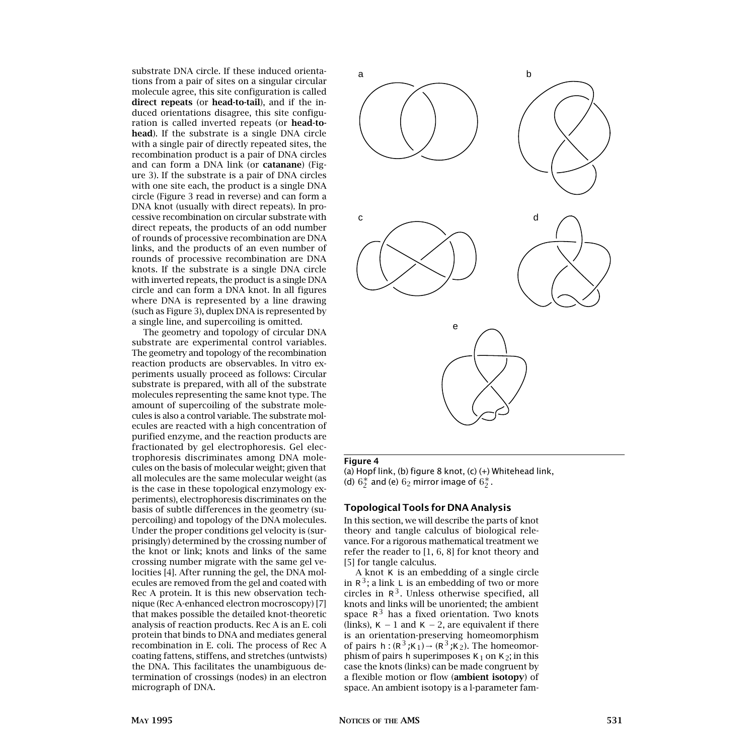substrate DNA circle. If these induced orientations from a pair of sites on a singular circular molecule agree, this site configuration is called **direct repeats** (or **head-to-tail**), and if the induced orientations disagree, this site configuration is called inverted repeats (or **head-to-head**). If the substrate is a single DNA circle with a single pair of directly repeated sites, the recombination product is a pair of DNA circles and can form a DNA link (or **catanane**) (Figure 3). If the substrate is a pair of DNA circles with one site each, the product is a single DNA circle (Figure 3 read in reverse) and can form a DNA knot (usually with direct repeats). In processive recombination on circular substrate with direct repeats, the products of an odd number of rounds of processive recombination are DNA links, and the products of an even number of rounds of processive recombination are DNA knots. If the substrate is a single DNA circle with inverted repeats, the product is a single DNA circle and can form a DNA knot. In all figures where DNA is represented by a line drawing (such as Figure 3), duplex DNA is represented by a single line, and supercoiling is omitted.

The geometry and topology of circular DNA substrate are experimental control variables. The geometry and topology of the recombination reaction products are observables. In vitro experiments usually proceed as follows: Circular substrate is prepared, with all of the substrate molecules representing the same knot type. The amount of supercoiling of the substrate molecules is also a control variable. The substrate molecules are reacted with a high concentration of purified enzyme, and the reaction products are fractionated by gel electrophoresis. Gel electrophoresis discriminates among DNA molecules on the basis of molecular weight; given that all molecules are the same molecular weight (as is the case in these topological enzymology experiments), electrophoresis discriminates on the basis of subtle differences in the geometry (supercoiling) and topology of the DNA molecules. Under the proper conditions gel velocity is (surprisingly) determined by the crossing number of the knot or link; knots and links of the same crossing number migrate with the same gel velocities [4]. After running the gel, the DNA molecules are removed from the gel and coated with Rec A protein. It is this new observation technique (Rec A-enhanced electron mocroscopy) [7] that makes possible the detailed knot-theoretic analysis of reaction products. Rec A is an E. coli protein that binds to DNA and mediates general recombination in E. coli. The process of Rec A coating fattens, stiffens, and stretches (untwists) the DNA. This facilitates the unambiguous determination of crossings (nodes) in an electron micrograph of DNA.

a

b

c

d

e

**Figure 4**

(a) Hopf link, (b) figure 8 knot, (c) (+) Whitehead link, (d) $6_2^*$ and (e) $6_2$ mirror image of $6_2^*$.

### Topological Tools for DNA Analysis

In this section, we will describe the parts of knot theory and tangle calculus of biological relevance. For a rigorous mathematical treatment we refer the reader to [1, 6, 8] for knot theory and [5] for tangle calculus.

A knot $K$ is an embedding of a single circle in $R^3$; a link $L$ is an embedding of two or more circles in $R^3$. Unless otherwise specified, all knots and links will be unoriented; the ambient space $R^3$ has a fixed orientation. Two knots (links), $K-1$ and $K-2$, are equivalent if there is an orientation-preserving homeomorphism of pairs $h:(R^3;K_1)\to(R^3;K_2)$. The homeomorphism of pairs $h$ superimposes $K_1$ on $K_2$; in this case the knots (links) can be made congruent by a flexible motion or flow (**ambient isotopy**) of space. An ambient isotopy is a l-parameter fam-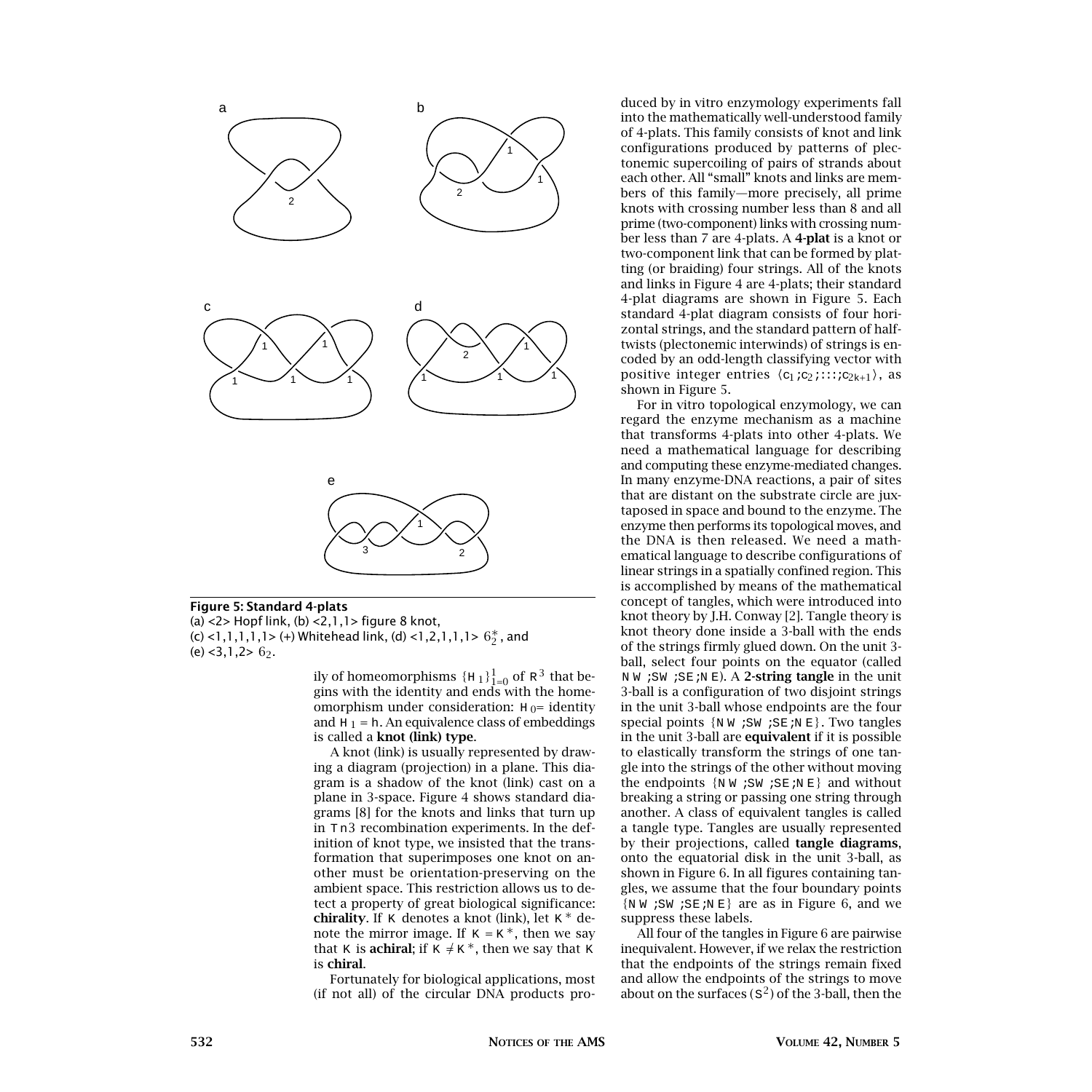**Figure 5: Standard 4-plats**
(a) <2> Hopf link, (b) <2,1,1> figure 8 knot,
(c) <1,1,1,1,1> (+) Whitehead link, (d) <1,2,1,1,1> $6_2^*$, and
(e) <3,1,2> $6_2$.

ily of homeomorphisms $\{H_t\}_{t=0}^{1}$ of $R^3$ that begins with the identity and ends with the homeomorphism under consideration: $H_0$= identity and $H_1 = h$. An equivalence class of embeddings is called a **knot (link) type**.

A knot (link) is usually represented by drawing a diagram (projection) in a plane. This diagram is a shadow of the knot (link) cast on a plane in 3-space. Figure 4 shows standard diagrams [8] for the knots and links that turn up in Tn3 recombination experiments. In the definition of knot type, we insisted that the transformation that superimposes one knot on another must be orientation-preserving on the ambient space. This restriction allows us to detect a property of great biological significance: **chirality**. If $K$ denotes a knot (link), let $K^*$ denote the mirror image. If $K = K^*$, then we say that $K$ is **achiral**; if $K \neq K^*$, then we say that $K$ is **chiral**.

Fortunately for biological applications, most (if not all) of the circular DNA products produced by in vitro enzymology experiments fall into the mathematically well-understood family of 4-plats. This family consists of knot and link configurations produced by patterns of plectonemic supercoiling of pairs of strands about each other. All "small" knots and links are members of this family—more precisely, all prime knots with crossing number less than 8 and all prime (two-component) links with crossing number less than 7 are 4-plats. A **4-plat** is a knot or two-component link that can be formed by platting (or braiding) four strings. All of the knots and links in Figure 4 are 4-plats; their standard 4-plat diagrams are shown in Figure 5. Each standard 4-plat diagram consists of four horizontal strings, and the standard pattern of half-twists (plectonemic interwinds) of strings is encoded by an odd-length classifying vector with positive integer entries $\langle c_1, c_2, \ldots, c_{2k+1}\rangle$, as shown in Figure 5.

For in vitro topological enzymology, we can regard the enzyme mechanism as a machine that transforms 4-plats into other 4-plats. We need a mathematical language for describing and computing these enzyme-mediated changes. In many enzyme-DNA reactions, a pair of sites that are distant on the substrate circle are juxtaposed in space and bound to the enzyme. The enzyme then performs its topological moves, and the DNA is then released. We need a mathematical language to describe configurations of linear strings in a spatially confined region. This is accomplished by means of the mathematical concept of tangles, which were introduced into knot theory by J.H. Conway [2]. Tangle theory is knot theory done inside a 3-ball with the ends of the strings firmly glued down. On the unit 3-ball, select four points on the equator (called $NW, SW, SE, NE$). A **2-string tangle** in the unit 3-ball is a configuration of two disjoint strings in the unit 3-ball whose endpoints are the four special points $\{NW, SW, SE, NE\}$. Two tangles in the unit 3-ball are **equivalent** if it is possible to elastically transform the strings of one tangle into the strings of the other without moving the endpoints $\{NW, SW, SE, NE\}$ and without breaking a string or passing one string through another. A class of equivalent tangles is called a tangle type. Tangles are usually represented by their projections, called **tangle diagrams**, onto the equatorial disk in the unit 3-ball, as shown in Figure 6. In all figures containing tangles, we assume that the four boundary points $\{NW, SW, SE, NE\}$ are as in Figure 6, and we suppress these labels.

All four of the tangles in Figure 6 are pairwise inequivalent. However, if we relax the restriction that the endpoints of the strings remain fixed and allow the endpoints of the strings to move about on the surfaces ($S^2$) of the 3-ball, then the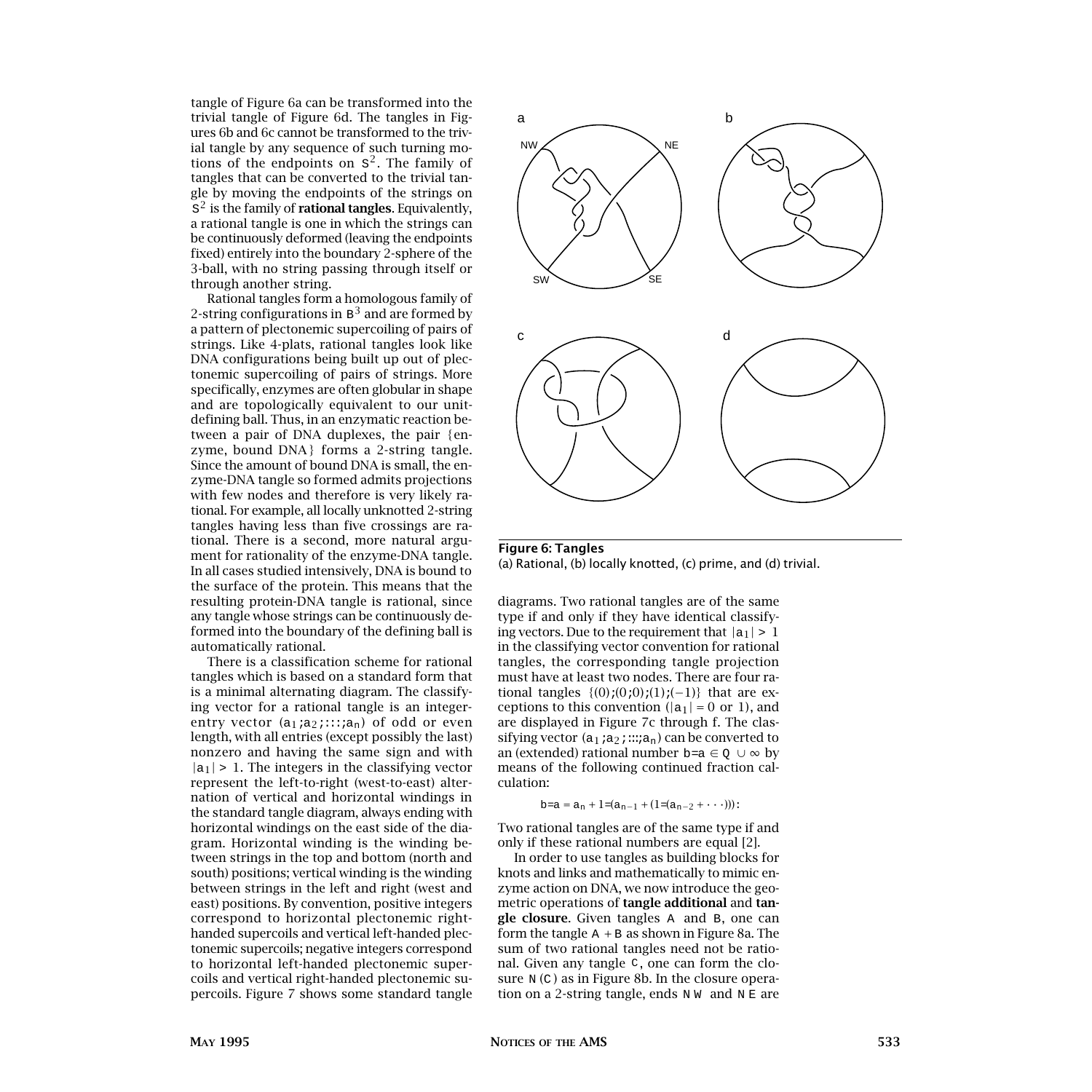tangle of Figure 6a can be transformed into the trivial tangle of Figure 6d. The tangles in Figures 6b and 6c cannot be transformed to the trivial tangle by any sequence of such turning motions of the endpoints on $S^2$. The family of tangles that can be converted to the trivial tangle by moving the endpoints of the strings on $S^2$ is the family of **rational tangles**. Equivalently, a rational tangle is one in which the strings can be continuously deformed (leaving the endpoints fixed) entirely into the boundary 2-sphere of the 3-ball, with no string passing through itself or through another string.

Rational tangles form a homologous family of 2-string configurations in $B^3$ and are formed by a pattern of plectonemic supercoiling of pairs of strings. Like 4-plats, rational tangles look like DNA configurations being built up out of plectonemic supercoiling of pairs of strings. More specifically, enzymes are often globular in shape and are topologically equivalent to our unit-defining ball. Thus, in an enzymatic reaction between a pair of DNA duplexes, the pair {enzyme, bound DNA} forms a 2-string tangle. Since the amount of bound DNA is small, the enzyme-DNA tangle so formed admits projections with few nodes and therefore is very likely rational. For example, all locally unknotted 2-string tangles having less than five crossings are rational. There is a second, more natural argument for rationality of the enzyme-DNA tangle. In all cases studied intensively, DNA is bound to the surface of the protein. This means that the resulting protein-DNA tangle is rational, since any tangle whose strings can be continuously deformed into the boundary of the defining ball is automatically rational.

There is a classification scheme for rational tangles which is based on a standard form that is a minimal alternating diagram. The classifying vector for a rational tangle is an integer-entry vector $(a_1, a_2, \ldots, a_n)$ of odd or even length, with all entries (except possibly the last) nonzero and having the same sign and with $|a_1| > 1$. The integers in the classifying vector represent the left-to-right (west-to-east) alternation of vertical and horizontal windings in the standard tangle diagram, always ending with horizontal windings on the east side of the diagram. Horizontal winding is the winding between strings in the top and bottom (north and south) positions; vertical winding is the winding between strings in the left and right (west and east) positions. By convention, positive integers correspond to horizontal plectonemic right-handed supercoils and vertical left-handed plectonemic supercoils; negative integers correspond to horizontal left-handed plectonemic supercoils and vertical right-handed plectonemic supercoils. Figure 7 shows some standard tangle diagrams. Two rational tangles are of the same type if and only if they have identical classifying vectors. Due to the requirement that $|a_1| > 1$ in the classifying vector convention for rational tangles, the corresponding tangle projection must have at least two nodes. There are four rational tangles $\{(0), (0,0), (1), (-1)\}$ that are exceptions to this convention ($|a_1| = 0$ or $1$), and are displayed in Figure 7c through f. The classifying vector $(a_1, a_2, \ldots, a_n)$ can be converted to an (extended) rational number $b/a \in Q \cup \infty$ by means of the following continued fraction calculation:

$$b/a = a_n + 1/(a_{n-1} + (1/(a_{n-2} + \cdots))).$$

Two rational tangles are of the same type if and only if these rational numbers are equal [2].

In order to use tangles as building blocks for knots and links and mathematically to mimic enzyme action on DNA, we now introduce the geometric operations of **tangle additional** and **tangle closure**. Given tangles $A$ and $B$, one can form the tangle $A + B$ as shown in Figure 8a. The sum of two rational tangles need not be rational. Given any tangle $C$, one can form the closure $N(C)$ as in Figure 8b. In the closure operation on a 2-string tangle, ends $NW$ and $NE$ are

**Figure 6: Tangles**
(a) Rational, (b) locally knotted, (c) prime, and (d) trivial.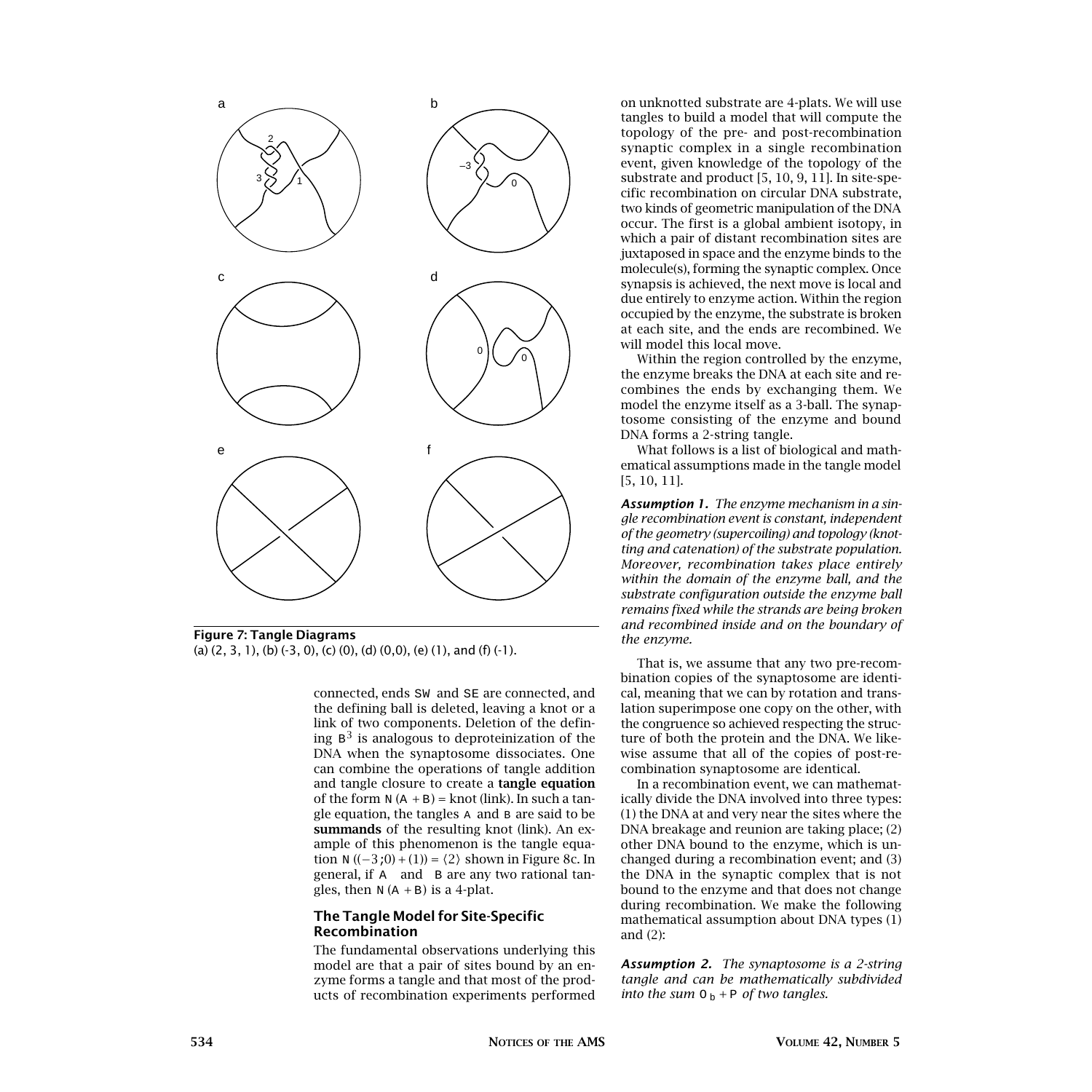a

2

3

1

b

−3

0

c

d

0

0

e

f

**Figure 7: Tangle Diagrams**
(a) (2, 3, 1), (b) (-3, 0), (c) (0), (d) (0,0), (e) (1), and (f) (-1).

connected, ends SW and SE are connected, and the defining ball is deleted, leaving a knot or a link of two components. Deletion of the defining $B^3$ is analogous to deproteinization of the DNA when the synaptosome dissociates. One can combine the operations of tangle addition and tangle closure to create a **tangle equation** of the form $N(A + B)$ = knot (link). In such a tangle equation, the tangles $A$ and $B$ are said to be **summands** of the resulting knot (link). An example of this phenomenon is the tangle equation $N((-3;0) + (1)) = \langle 2 \rangle$ shown in Figure 8c. In general, if $A$ and $B$ are any two rational tangles, then $N(A + B)$ is a 4-plat.

## The Tangle Model for Site-Specific Recombination

The fundamental observations underlying this model are that a pair of sites bound by an enzyme forms a tangle and that most of the products of recombination experiments performed on unknotted substrate are 4-plats. We will use tangles to build a model that will compute the topology of the pre- and post-recombination synaptic complex in a single recombination event, given knowledge of the topology of the substrate and product [5, 10, 9, 11]. In site-specific recombination on circular DNA substrate, two kinds of geometric manipulation of the DNA occur. The first is a global ambient isotopy, in which a pair of distant recombination sites are juxtaposed in space and the enzyme binds to the molecule(s), forming the synaptic complex. Once synapsis is achieved, the next move is local and due entirely to enzyme action. Within the region occupied by the enzyme, the substrate is broken at each site, and the ends are recombined. We will model this local move.

Within the region controlled by the enzyme, the enzyme breaks the DNA at each site and recombines the ends by exchanging them. We model the enzyme itself as a 3-ball. The synaptosome consisting of the enzyme and bound DNA forms a 2-string tangle.

What follows is a list of biological and mathematical assumptions made in the tangle model [5, 10, 11].

***Assumption 1.*** *The enzyme mechanism in a single recombination event is constant, independent of the geometry (supercoiling) and topology (knotting and catenation) of the substrate population. Moreover, recombination takes place entirely within the domain of the enzyme ball, and the substrate configuration outside the enzyme ball remains fixed while the strands are being broken and recombined inside and on the boundary of the enzyme.*

That is, we assume that any two pre-recombination copies of the synaptosome are identical, meaning that we can by rotation and translation superimpose one copy on the other, with the congruence so achieved respecting the structure of both the protein and the DNA. We likewise assume that all of the copies of post-recombination synaptosome are identical.

In a recombination event, we can mathematically divide the DNA involved into three types: (1) the DNA at and very near the sites where the DNA breakage and reunion are taking place; (2) other DNA bound to the enzyme, which is unchanged during a recombination event; and (3) the DNA in the synaptic complex that is not bound to the enzyme and that does not change during recombination. We make the following mathematical assumption about DNA types (1) and (2):

***Assumption 2.*** *The synaptosome is a 2-string tangle and can be mathematically subdivided into the sum $O_b + P$ of two tangles.*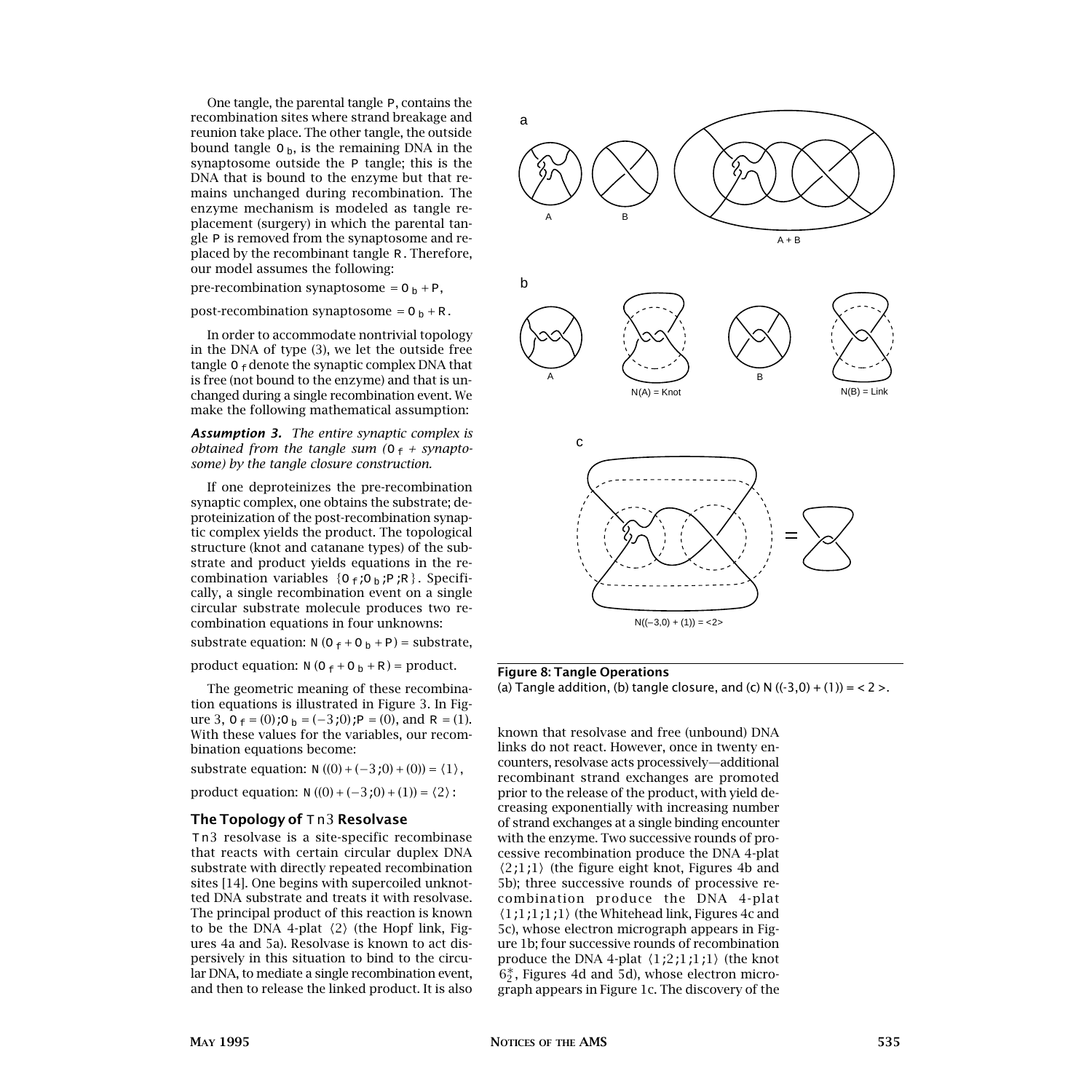One tangle, the parental tangle P, contains the recombination sites where strand breakage and reunion take place. The other tangle, the outside bound tangle $O_b$, is the remaining DNA in the synaptosome outside the P tangle; this is the DNA that is bound to the enzyme but that remains unchanged during recombination. The enzyme mechanism is modeled as tangle replacement (surgery) in which the parental tangle P is removed from the synaptosome and replaced by the recombinant tangle R. Therefore, our model assumes the following:

pre-recombination synaptosome $= O_b + P$,

post-recombination synaptosome $= O_b + R$.

In order to accommodate nontrivial topology in the DNA of type (3), we let the outside free tangle $O_f$ denote the synaptic complex DNA that is free (not bound to the enzyme) and that is unchanged during a single recombination event. We make the following mathematical assumption:

***Assumption 3.*** *The entire synaptic complex is obtained from the tangle sum ($O_f$ + synaptosome) by the tangle closure construction.*

If one deproteinizes the pre-recombination synaptic complex, one obtains the substrate; deproteinization of the post-recombination synaptic complex yields the product. The topological structure (knot and catanane types) of the substrate and product yields equations in the recombination variables $\{O_f; O_b; P; R\}$. Specifically, a single recombination event on a single circular substrate molecule produces two recombination equations in four unknowns:

substrate equation: $N(O_f + O_b + P) =$ substrate,

product equation: $N(O_f + O_b + R) =$ product.

The geometric meaning of these recombination equations is illustrated in Figure 3. In Figure 3, $O_f = (0); O_b = (-3;0); P = (0)$, and $R = (1)$. With these values for the variables, our recombination equations become:

substrate equation: $N((0) + (-3;0) + (0)) = \langle 1 \rangle$,

product equation: $N((0) + (-3;0) + (1)) = \langle 2 \rangle$:

## The Topology of Tn3 Resolvase

Tn3 resolvase is a site-specific recombinase that reacts with certain circular duplex DNA substrate with directly repeated recombination sites [14]. One begins with supercoiled unknotted DNA substrate and treats it with resolvase. The principal product of this reaction is known to be the DNA 4-plat $\langle 2 \rangle$ (the Hopf link, Figures 4a and 5a). Resolvase is known to act dispersively in this situation to bind to the circular DNA, to mediate a single recombination event, and then to release the linked product. It is also known that resolvase and free (unbound) DNA links do not react. However, once in twenty encounters, resolvase acts processively—additional recombinant strand exchanges are promoted prior to the release of the product, with yield decreasing exponentially with increasing number of strand exchanges at a single binding encounter with the enzyme. Two successive rounds of processive recombination produce the DNA 4-plat $\langle 2;1;1 \rangle$ (the figure eight knot, Figures 4b and 5b); three successive rounds of processive recombination produce the DNA 4-plat $\langle 1;1;1;1;1 \rangle$ (the Whitehead link, Figures 4c and 5c), whose electron micrograph appears in Figure 1b; four successive rounds of recombination produce the DNA 4-plat $\langle 1;2;1;1;1 \rangle$ (the knot $6_2^*$, Figures 4d and 5d), whose electron micrograph appears in Figure 1c. The discovery of the

**Figure 8: Tangle Operations**
(a) Tangle addition, (b) tangle closure, and (c) $N((-3,0) + (1)) = \langle 2 \rangle$.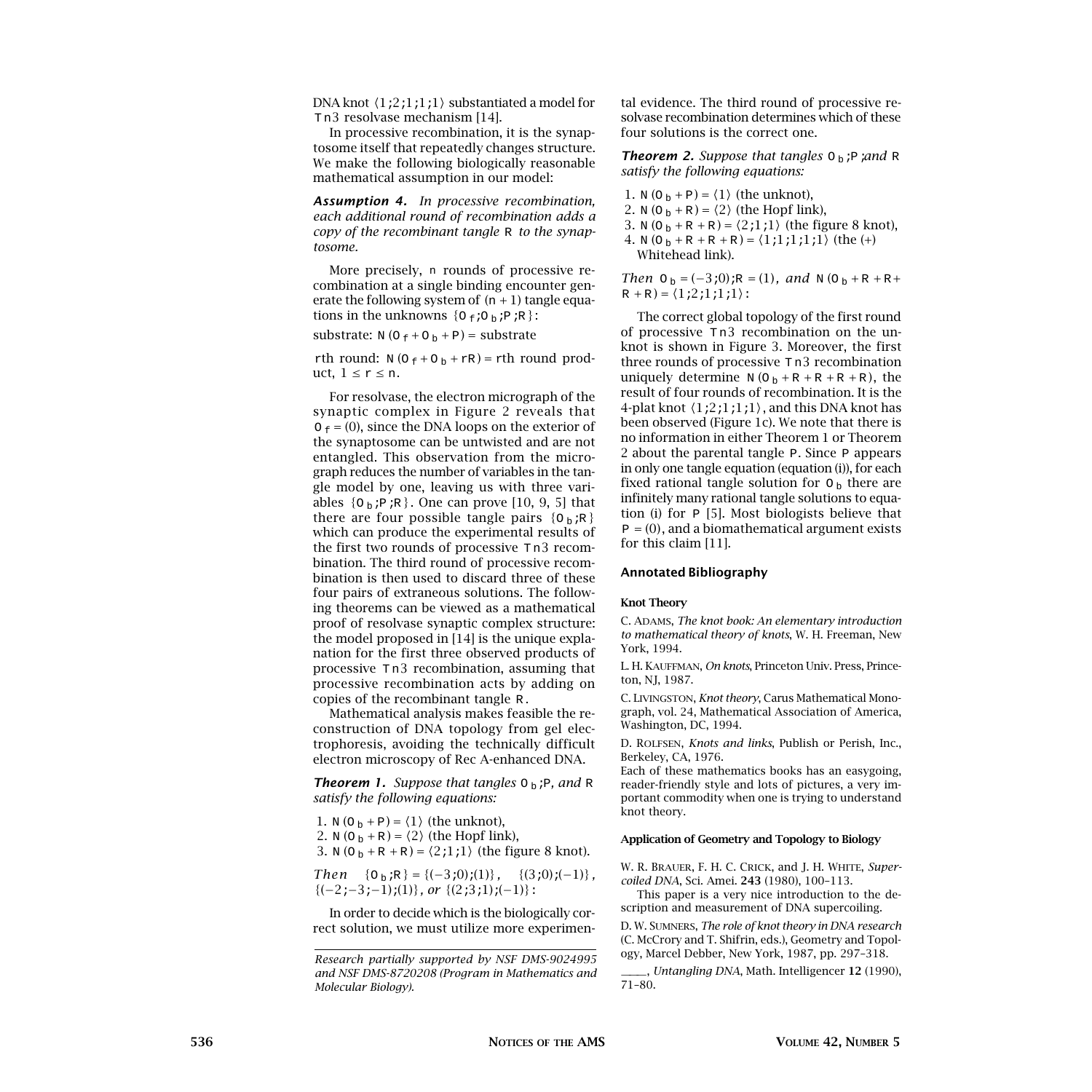DNA knot $\langle 1;2;1;1;1\rangle$ substantiated a model for $Tn3$ resolvase mechanism [14].

In processive recombination, it is the synaptosome itself that repeatedly changes structure. We make the following biologically reasonable mathematical assumption in our model:

***Assumption 4.*** *In processive recombination, each additional round of recombination adds a copy of the recombinant tangle $R$ to the synaptosome.*

More precisely, $n$ rounds of processive recombination at a single binding encounter generate the following system of $(n+1)$ tangle equations in the unknowns $\{O_f; O_b; P; R\}$:

substrate: $N(O_f + O_b + P) =$ substrate

$r$th round: $N(O_f + O_b + rR) = r$th round product, $1 \le r \le n$.

For resolvase, the electron micrograph of the synaptic complex in Figure 2 reveals that $O_f = (0)$, since the DNA loops on the exterior of the synaptosome can be untwisted and are not entangled. This observation from the micrograph reduces the number of variables in the tangle model by one, leaving us with three variables $\{O_b; P; R\}$. One can prove [10, 9, 5] that there are four possible tangle pairs $\{O_b; R\}$ which can produce the experimental results of the first two rounds of processive $Tn3$ recombination. The third round of processive recombination is then used to discard three of these four pairs of extraneous solutions. The following theorems can be viewed as a mathematical proof of resolvase synaptic complex structure: the model proposed in [14] is the unique explanation for the first three observed products of processive $Tn3$ recombination, assuming that processive recombination acts by adding on copies of the recombinant tangle $R$.

Mathematical analysis makes feasible the reconstruction of DNA topology from gel electrophoresis, avoiding the technically difficult electron microscopy of Rec A-enhanced DNA.

***Theorem 1.*** *Suppose that tangles $O_b$; $P$, and $R$ satisfy the following equations:*

1. $N(O_b + P) = \langle 1\rangle$ (the unknot),
2. $N(O_b + R) = \langle 2\rangle$ (the Hopf link),
3. $N(O_b + R + R) = \langle 2;1;1\rangle$ (the figure 8 knot).

*Then* $\{O_b; R\} = \{(-3;0);(1)\}$, $\{(3;0);(-1)\}$, $\{(-2;-3;-1);(1)\}$, *or* $\{(2;3;1);(-1)\}$:

In order to decide which is the biologically correct solution, we must utilize more experimental evidence. The third round of processive resolvase recombination determines which of these four solutions is the correct one.

***Theorem 2.*** *Suppose that tangles $O_b$; $P$; and $R$ satisfy the following equations:*

1. $N(O_b + P) = \langle 1\rangle$ (the unknot),
2. $N(O_b + R) = \langle 2\rangle$ (the Hopf link),
3. $N(O_b + R + R) = \langle 2;1;1\rangle$ (the figure 8 knot),
4. $N(O_b + R + R + R) = \langle 1;1;1;1;1\rangle$ (the (+) Whitehead link).

*Then* $O_b = (-3;0); R = (1)$, *and* $N(O_b + R + R + R + R) = \langle 1;2;1;1;1\rangle$:

The correct global topology of the first round of processive $Tn3$ recombination on the unknot is shown in Figure 3. Moreover, the first three rounds of processive $Tn3$ recombination uniquely determine $N(O_b + R + R + R + R)$, the result of four rounds of recombination. It is the 4-plat knot $\langle 1;2;1;1;1\rangle$, and this DNA knot has been observed (Figure 1c). We note that there is no information in either Theorem 1 or Theorem 2 about the parental tangle $P$. Since $P$ appears in only one tangle equation (equation (i)), for each fixed rational tangle solution for $O_b$ there are infinitely many rational tangle solutions to equation (i) for $P$ [5]. Most biologists believe that $P = (0)$, and a biomathematical argument exists for this claim [11].

## Annotated Bibliography

### Knot Theory

C. Adams, *The knot book: An elementary introduction to mathematical theory of knots*, W. H. Freeman, New York, 1994.

L. H. Kauffman, *On knots*, Princeton Univ. Press, Princeton, NJ, 1987.

C. Livingston, *Knot theory*, Carus Mathematical Monograph, vol. 24, Mathematical Association of America, Washington, DC, 1994.

D. Rolfsen, *Knots and links*, Publish or Perish, Inc., Berkeley, CA, 1976.

Each of these mathematics books has an easygoing, reader-friendly style and lots of pictures, a very important commodity when one is trying to understand knot theory.

### Application of Geometry and Topology to Biology

W. R. Brauer, F. H. C. Crick, and J. H. White, *Supercoiled DNA*, Sci. Amei. **243** (1980), 100–113.

This paper is a very nice introduction to the description and measurement of DNA supercoiling.

D. W. Sumners, *The role of knot theory in DNA research* (C. McCrory and T. Shifrin, eds.), Geometry and Topology, Marcel Debber, New York, 1987, pp. 297–318.

\_\_\_\_\_, *Untangling DNA*, Math. Intelligencer **12** (1990), 71–80.

*Research partially supported by NSF DMS-9024995 and NSF DMS-8720208 (Program in Mathematics and Molecular Biology).*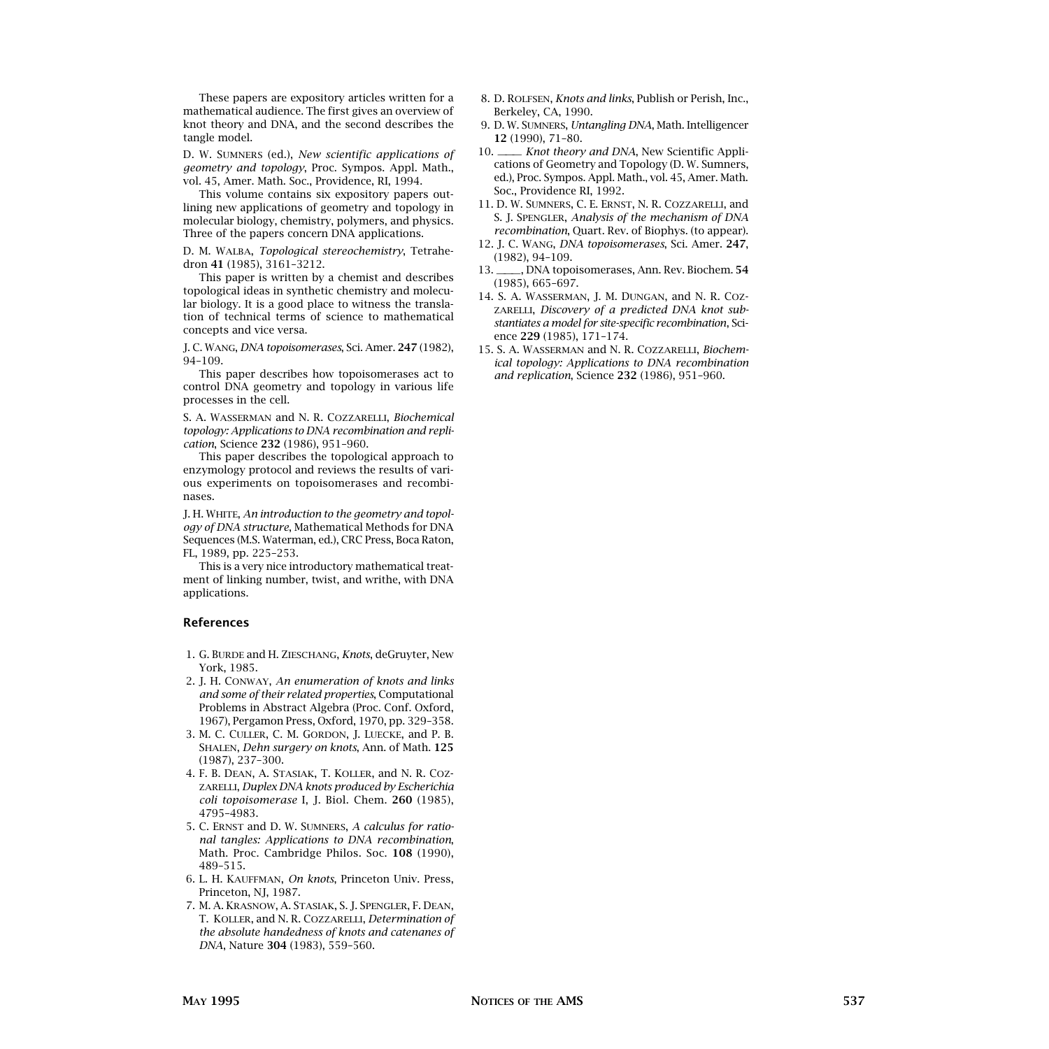These papers are expository articles written for a mathematical audience. The first gives an overview of knot theory and DNA, and the second describes the tangle model.

D. W. Sumners (ed.), *New scientific applications of geometry and topology*, Proc. Sympos. Appl. Math., vol. 45, Amer. Math. Soc., Providence, RI, 1994.

This volume contains six expository papers outlining new applications of geometry and topology in molecular biology, chemistry, polymers, and physics. Three of the papers concern DNA applications.

D. M. Walba, *Topological stereochemistry*, Tetrahedron **41** (1985), 3161–3212.

This paper is written by a chemist and describes topological ideas in synthetic chemistry and molecular biology. It is a good place to witness the translation of technical terms of science to mathematical concepts and vice versa.

J. C. Wang, *DNA topoisomerases*, Sci. Amer. **247** (1982), 94–109.

This paper describes how topoisomerases act to control DNA geometry and topology in various life processes in the cell.

S. A. Wasserman and N. R. Cozzarelli, *Biochemical topology: Applications to DNA recombination and replication*, Science **232** (1986), 951–960.

This paper describes the topological approach to enzymology protocol and reviews the results of various experiments on topoisomerases and recombinases.

J. H. White, *An introduction to the geometry and topology of DNA structure*, Mathematical Methods for DNA Sequences (M.S. Waterman, ed.), CRC Press, Boca Raton, FL, 1989, pp. 225–253.

This is a very nice introductory mathematical treatment of linking number, twist, and writhe, with DNA applications.

## References

1. G. Burde and H. Zieschang, *Knots*, deGruyter, New York, 1985.
2. J. H. Conway, *An enumeration of knots and links and some of their related properties*, Computational Problems in Abstract Algebra (Proc. Conf. Oxford, 1967), Pergamon Press, Oxford, 1970, pp. 329–358.
3. M. C. Culler, C. M. Gordon, J. Luecke, and P. B. Shalen, *Dehn surgery on knots*, Ann. of Math. **125** (1987), 237–300.
4. F. B. Dean, A. Stasiak, T. Koller, and N. R. Cozzarelli, *Duplex DNA knots produced by Escherichia coli topoisomerase* I, J. Biol. Chem. **260** (1985), 4795–4983.
5. C. Ernst and D. W. Sumners, *A calculus for rational tangles: Applications to DNA recombination*, Math. Proc. Cambridge Philos. Soc. **108** (1990), 489–515.
6. L. H. Kauffman, *On knots*, Princeton Univ. Press, Princeton, NJ, 1987.
7. M. A. Krasnow, A. Stasiak, S. J. Spengler, F. Dean, T. Koller, and N. R. Cozzarelli, *Determination of the absolute handedness of knots and catenanes of DNA*, Nature **304** (1983), 559–560.
8. D. Rolfsen, *Knots and links*, Publish or Perish, Inc., Berkeley, CA, 1990.
9. D. W. Sumners, *Untangling DNA*, Math. Intelligencer **12** (1990), 71–80.
10. ——— *Knot theory and DNA*, New Scientific Applications of Geometry and Topology (D. W. Sumners, ed.), Proc. Sympos. Appl. Math., vol. 45, Amer. Math. Soc., Providence RI, 1992.
11. D. W. Sumners, C. E. Ernst, N. R. Cozzarelli, and S. J. Spengler, *Analysis of the mechanism of DNA recombination*, Quart. Rev. of Biophys. (to appear).
12. J. C. Wang, *DNA topoisomerases*, Sci. Amer. **247**, (1982), 94–109.
13. ———, DNA topoisomerases, Ann. Rev. Biochem. **54** (1985), 665–697.
14. S. A. Wasserman, J. M. Dungan, and N. R. Cozzarelli, *Discovery of a predicted DNA knot substantiates a model for site-specific recombination*, Science **229** (1985), 171–174.
15. S. A. Wasserman and N. R. Cozzarelli, *Biochemical topology: Applications to DNA recombination and replication*, Science **232** (1986), 951–960.